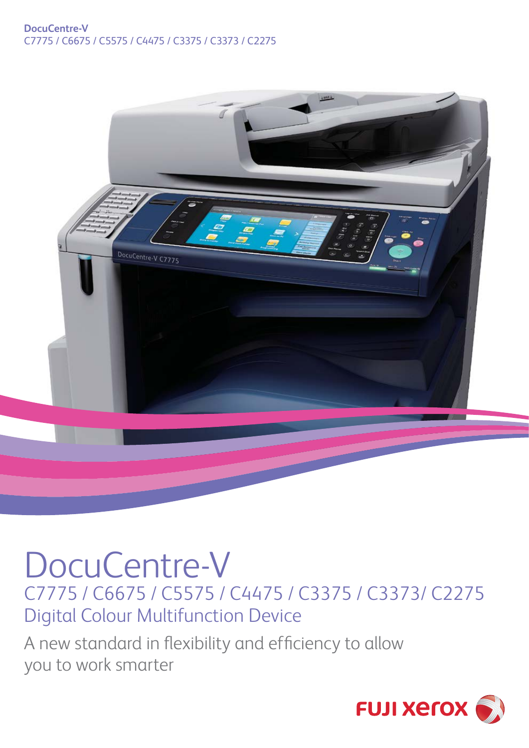**DocuCentre-V**
C7775 / C6675 / C5575 / C4475 / C3375 / C3373 / C2275

# DocuCentre-V

## C7775 / C6675 / C5575 / C4475 / C3375 / C3373/ C2275

## Digital Colour Multifunction Device

A new standard in flexibility and efficiency to allow you to work smarter

FUJI XEROX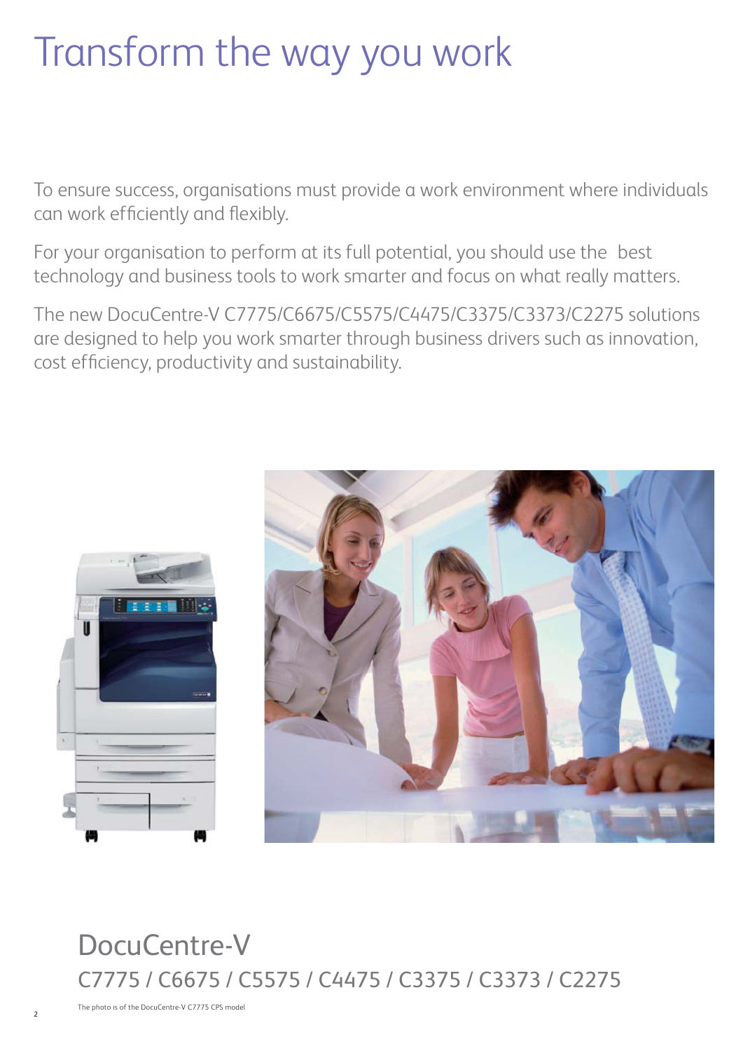# Transform the way you work

To ensure success, organisations must provide a work environment where individuals can work efficiently and flexibly.

For your organisation to perform at its full potential, you should use the best technology and business tools to work smarter and focus on what really matters.

The new DocuCentre-V C7775/C6675/C5575/C4475/C3375/C3373/C2275 solutions are designed to help you work smarter through business drivers such as innovation, cost efficiency, productivity and sustainability.

## DocuCentre-V

C7775 / C6675 / C5575 / C4475 / C3375 / C3373 / C2275

The photo is of the DocuCentre-V C7775 CPS model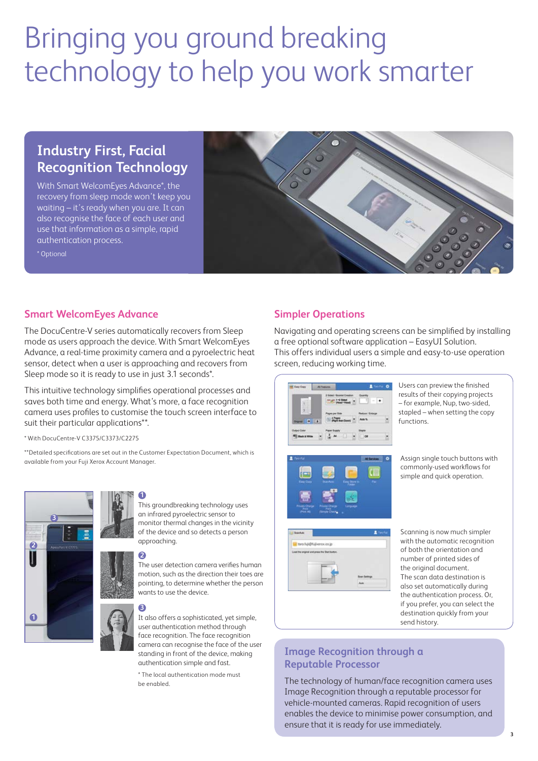# Bringing you ground breaking technology to help you work smarter

## Industry First, Facial Recognition Technology

With Smart WelcomEyes Advance*, the recovery from sleep mode won't keep you waiting – it's ready when you are. It can also recognise the face of each user and use that information as a simple, rapid authentication process.

* Optional

### Smart WelcomEyes Advance

The DocuCentre-V series automatically recovers from Sleep mode as users approach the device. With Smart WelcomEyes Advance, a real-time proximity camera and a pyroelectric heat sensor, detect when a user is approaching and recovers from Sleep mode so it is ready to use in just 3.1 seconds*.

This intuitive technology simplifies operational processes and saves both time and energy. What's more, a face recognition camera uses profiles to customise the touch screen interface to suit their particular applications**.

* With DocuCentre-V C3375/C3373/C2275

**Detailed specifications are set out in the Customer Expectation Document, which is available from your Fuji Xerox Account Manager.

1. This groundbreaking technology uses an infrared pyroelectric sensor to monitor thermal changes in the vicinity of the device and so detects a person approaching.
2. The user detection camera verifies human motion, such as the direction their toes are pointing, to determine whether the person wants to use the device.
3. It also offers a sophisticated, yet simple, user authentication method through face recognition. The face recognition camera can recognise the face of the user standing in front of the device, making authentication simple and fast.

* The local authentication mode must be enabled.

### Simpler Operations

Navigating and operating screens can be simplified by installing a free optional software application – EasyUI Solution. This offers individual users a simple and easy-to-use operation screen, reducing working time.

Users can preview the finished results of their copying projects – for example, Nup, two-sided, stapled – when setting the copy functions.

Assign single touch buttons with commonly-used workflows for simple and quick operation.

Scanning is now much simpler with the automatic recognition of both the orientation and number of printed sides of the original document. The scan data destination is also set automatically during the authentication process. Or, if you prefer, you can select the destination quickly from your send history.

### Image Recognition through a Reputable Processor

The technology of human/face recognition camera uses Image Recognition through a reputable processor for vehicle-mounted cameras. Rapid recognition of users enables the device to minimise power consumption, and ensure that it is ready for use immediately.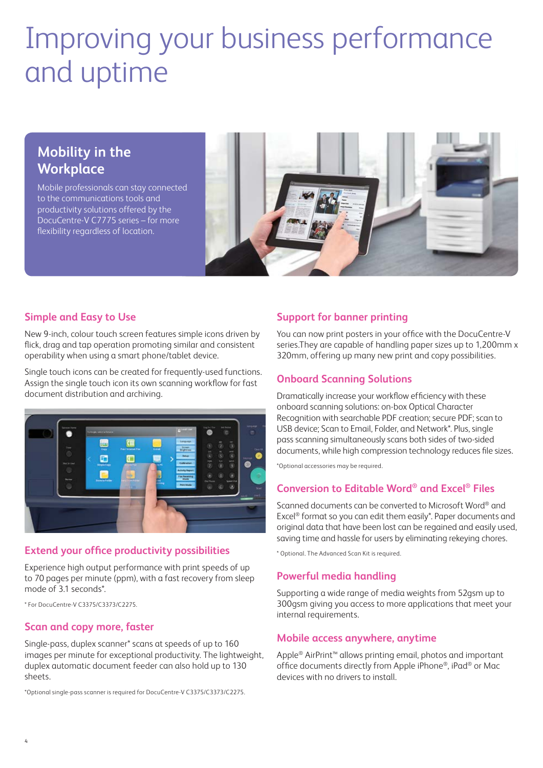# Improving your business performance and uptime

## Mobility in the Workplace

Mobile professionals can stay connected to the communications tools and productivity solutions offered by the DocuCentre-V C7775 series – for more flexibility regardless of location.

### Simple and Easy to Use

New 9-inch, colour touch screen features simple icons driven by flick, drag and tap operation promoting similar and consistent operability when using a smart phone/tablet device.

Single touch icons can be created for frequently-used functions. Assign the single touch icon its own scanning workflow for fast document distribution and archiving.

### Extend your office productivity possibilities

Experience high output performance with print speeds of up to 70 pages per minute (ppm), with a fast recovery from sleep mode of 3.1 seconds*.

* For DocuCentre-V C3375/C3373/C2275.

### Scan and copy more, faster

Single-pass, duplex scanner* scans at speeds of up to 160 images per minute for exceptional productivity. The lightweight, duplex automatic document feeder can also hold up to 130 sheets.

*Optional single-pass scanner is required for DocuCentre-V C3375/C3373/C2275.

### Support for banner printing

You can now print posters in your office with the DocuCentre-V series.They are capable of handling paper sizes up to 1,200mm x 320mm, offering up many new print and copy possibilities.

### Onboard Scanning Solutions

Dramatically increase your workflow efficiency with these onboard scanning solutions: on-box Optical Character Recognition with searchable PDF creation; secure PDF; scan to USB device; Scan to Email, Folder, and Network*. Plus, single pass scanning simultaneously scans both sides of two-sided documents, while high compression technology reduces file sizes.

*Optional accessories may be required.

### Conversion to Editable Word® and Excel® Files

Scanned documents can be converted to Microsoft Word® and Excel® format so you can edit them easily*. Paper documents and original data that have been lost can be regained and easily used, saving time and hassle for users by eliminating rekeying chores.

* Optional. The Advanced Scan Kit is required.

### Powerful media handling

Supporting a wide range of media weights from 52gsm up to 300gsm giving you access to more applications that meet your internal requirements.

### Mobile access anywhere, anytime

Apple® AirPrint™ allows printing email, photos and important office documents directly from Apple iPhone®, iPad® or Mac devices with no drivers to install.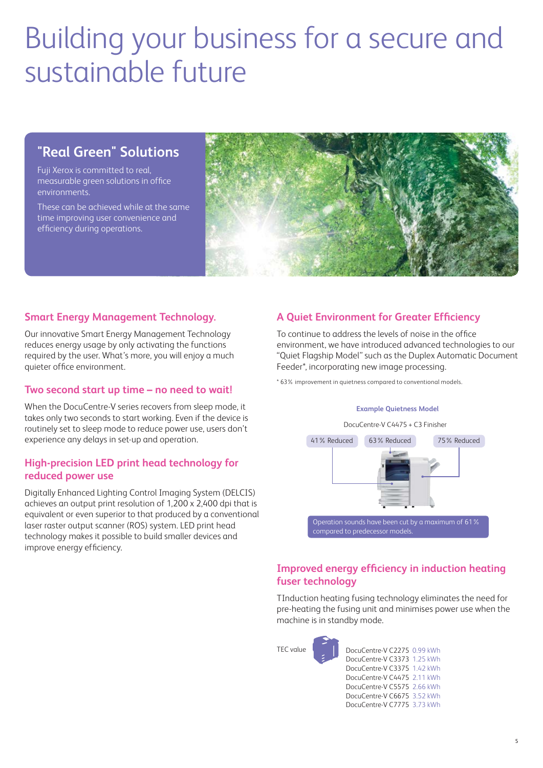# Building your business for a secure and sustainable future

## "Real Green" Solutions

Fuji Xerox is committed to real, measurable green solutions in office environments.

These can be achieved while at the same time improving user convenience and efficiency during operations.

### Smart Energy Management Technology.

Our innovative Smart Energy Management Technology reduces energy usage by only activating the functions required by the user. What's more, you will enjoy a much quieter office environment.

### Two second start up time – no need to wait!

When the DocuCentre-V series recovers from sleep mode, it takes only two seconds to start working. Even if the device is routinely set to sleep mode to reduce power use, users don't experience any delays in set-up and operation.

### High-precision LED print head technology for reduced power use

Digitally Enhanced Lighting Control Imaging System (DELCIS) achieves an output print resolution of 1,200 x 2,400 dpi that is equivalent or even superior to that produced by a conventional laser raster output scanner (ROS) system. LED print head technology makes it possible to build smaller devices and improve energy efficiency.

### A Quiet Environment for Greater Efficiency

To continue to address the levels of noise in the office environment, we have introduced advanced technologies to our "Quiet Flagship Model" such as the Duplex Automatic Document Feeder*, incorporating new image processing.

* 63% improvement in quietness compared to conventional models.

**Example Quietness Model**

DocuCentre-V C4475 + C3 Finisher

41% Reduced | 63% Reduced | 75% Reduced

Operation sounds have been cut by a maximum of 61% compared to predecessor models.

### Improved energy efficiency in induction heating fuser technology

TInduction heating fusing technology eliminates the need for pre-heating the fusing unit and minimises power use when the machine is in standby mode.

TEC value

| Model | TEC value |
|---|---|
| DocuCentre-V C2275 | 0.99 kWh |
| DocuCentre-V C3373 | 1.25 kWh |
| DocuCentre-V C3375 | 1.42 kWh |
| DocuCentre-V C4475 | 2.11 kWh |
| DocuCentre-V C5575 | 2.66 kWh |
| DocuCentre-V C6675 | 3.52 kWh |
| DocuCentre-V C7775 | 3.73 kWh |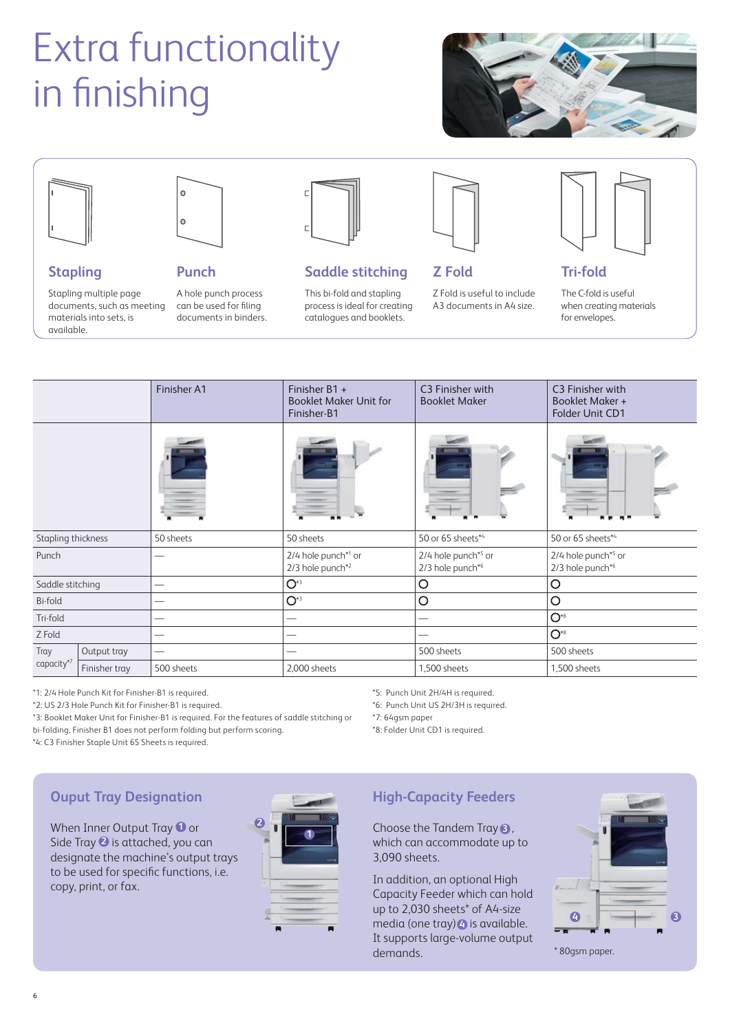# Extra functionality in finishing

### Stapling

Stapling multiple page documents, such as meeting materials into sets, is available.

### Punch

A hole punch process can be used for filing documents in binders.

### Saddle stitching

This bi-fold and stapling process is ideal for creating catalogues and booklets.

### Z Fold

Z Fold is useful to include A3 documents in A4 size.

### Tri-fold

The C-fold is useful when creating materials for envelopes.

| | | Finisher A1 | Finisher B1 + Booklet Maker Unit for Finisher-B1 | C3 Finisher with Booklet Maker | C3 Finisher with Booklet Maker + Folder Unit CD1 |
|---|---|---|---|---|---|
| Stapling thickness | | 50 sheets | 50 sheets | 50 or 65 sheets*4 | 50 or 65 sheets*4 |
| Punch | | — | 2/4 hole punch*1 or 2/3 hole punch*2 | 2/4 hole punch*5 or 2/3 hole punch*6 | 2/4 hole punch*5 or 2/3 hole punch*6 |
| Saddle stitching | | — | O*3 | O | O |
| Bi-fold | | — | O*3 | O | O |
| Tri-fold | | — | — | — | O*8 |
| Z Fold | | — | — | — | O*8 |
| Tray capacity*7 | Output tray | — | — | 500 sheets | 500 sheets |
| | Finisher tray | 500 sheets | 2,000 sheets | 1,500 sheets | 1,500 sheets |

*1: 2/4 Hole Punch Kit for Finisher-B1 is required.
*2: US 2/3 Hole Punch Kit for Finisher-B1 is required.
*3: Booklet Maker Unit for Finisher-B1 is required. For the features of saddle stitching or bi-folding, Finisher B1 does not perform folding but perform scoring.
*4: C3 Finisher Staple Unit 65 Sheets is required.
*5: Punch Unit 2H/4H is required.
*6: Punch Unit US 2H/3H is required.
*7: 64gsm paper
*8: Folder Unit CD1 is required.

## Ouput Tray Designation

When Inner Output Tray ❶ or Side Tray ❷ is attached, you can designate the machine's output trays to be used for specific functions, i.e. copy, print, or fax.

## High-Capacity Feeders

Choose the Tandem Tray ❸, which can accommodate up to 3,090 sheets.

In addition, an optional High Capacity Feeder which can hold up to 2,030 sheets* of A4-size media (one tray) ❹ is available. It supports large-volume output demands.

* 80gsm paper.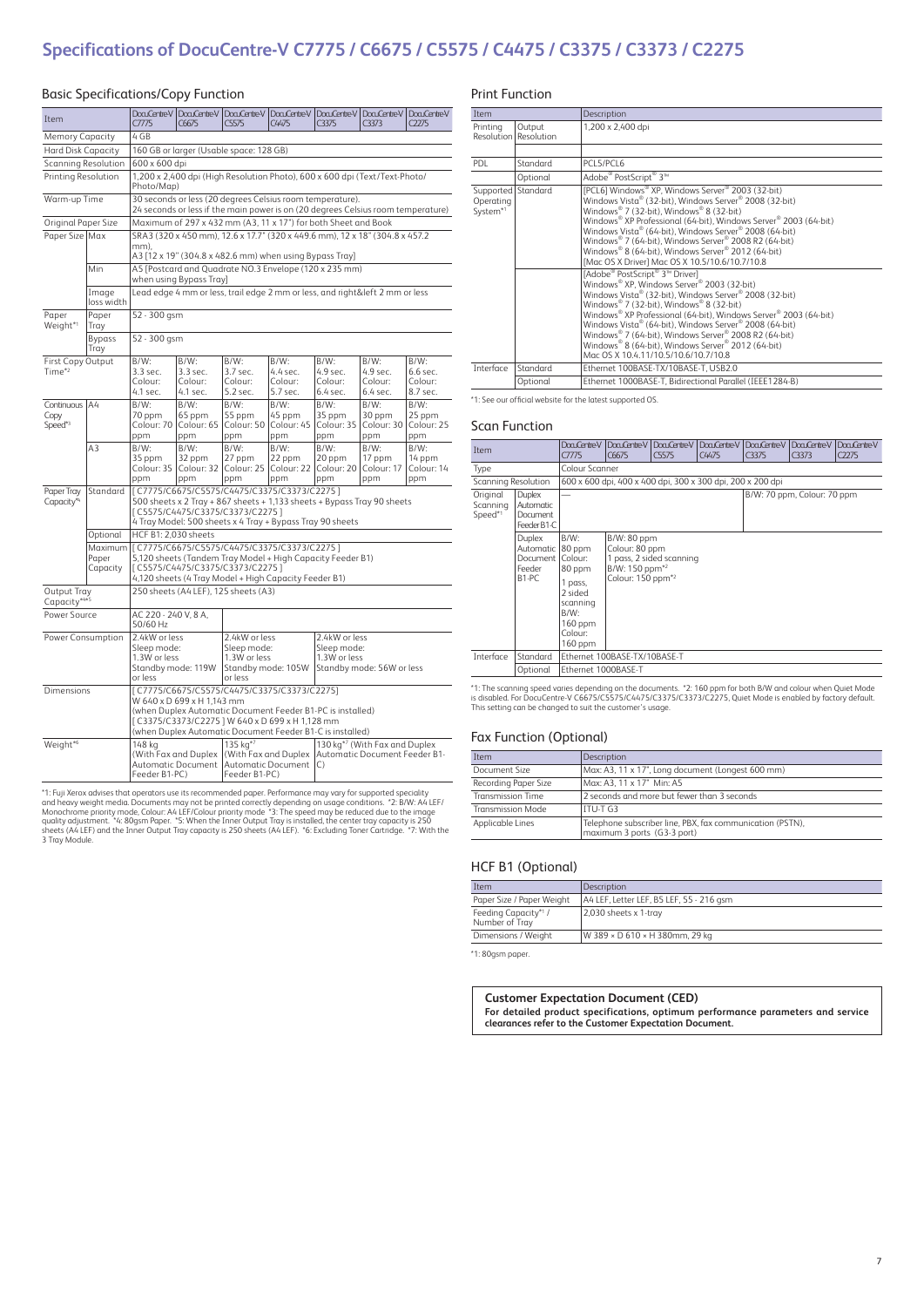# Specifications of DocuCentre-V C7775 / C6675 / C5575 / C4475 / C3375 / C3373 / C2275

## Basic Specifications/Copy Function

| Item | | DocuCentre-V C7775 | DocuCentre-V C6675 | DocuCentre-V C5575 | DocuCentre-V C4475 | DocuCentre-V C3375 | DocuCentre-V C3373 | DocuCentre-V C2275 |
|---|---|---|---|---|---|---|---|---|
| Memory Capacity | | 4 GB | | | | | | |
| Hard Disk Capacity | | 160 GB or larger (Usable space: 128 GB) | | | | | | |
| Scanning Resolution | | 600 x 600 dpi | | | | | | |
| Printing Resolution | | 1,200 x 2,400 dpi (High Resolution Photo), 600 x 600 dpi (Text/Text-Photo/ Photo/Map) | | | | | | |
| Warm-up Time | | 30 seconds or less (20 degrees Celsius room temperature). 24 seconds or less if the main power is on (20 degrees Celsius room temperature) | | | | | | |
| Original Paper Size | | Maximum of 297 x 432 mm (A3, 11 x 17") for both Sheet and Book | | | | | | |
| Paper Size | Max | SRA3 (320 x 450 mm), 12.6 x 17.7" (320 x 449.6 mm), 12 x 18" (304.8 x 457.2 mm), A3 [12 x 19" (304.8 x 482.6 mm) when using Bypass Tray] | | | | | | |
| | Min | A5 [Postcard and Quadrate NO.3 Envelope (120 x 235 mm) when using Bypass Tray] | | | | | | |
| | Image loss width | Lead edge 4 mm or less, trail edge 2 mm or less, and right&left 2 mm or less | | | | | | |
| Paper Weight*1 | Paper Tray | 52 - 300 gsm | | | | | | |
| | Bypass Tray | 52 - 300 gsm | | | | | | |
| First Copy Output Time*2 | | B/W: 3.3 sec. Colour: 4.1 sec. | B/W: 3.3 sec. Colour: 4.1 sec. | B/W: 3.7 sec. Colour: 5.2 sec. | B/W: 4.4 sec. Colour: 5.7 sec. | B/W: 4.9 sec. Colour: 6.4 sec. | B/W: 4.9 sec. Colour: 6.4 sec. | B/W: 6.6 sec. Colour: 8.7 sec. |
| Continuous Copy Speed*3 | A4 | B/W: 70 ppm Colour: 70 ppm | B/W: 65 ppm Colour: 65 ppm | B/W: 55 ppm Colour: 50 ppm | B/W: 45 ppm Colour: 45 ppm | B/W: 35 ppm Colour: 35 ppm | B/W: 30 ppm Colour: 30 ppm | B/W: 25 ppm Colour: 25 ppm |
| | A3 | B/W: 35 ppm Colour: 35 ppm | B/W: 32 ppm Colour: 32 ppm | B/W: 27 ppm Colour: 25 ppm | B/W: 22 ppm Colour: 22 ppm | B/W: 20 ppm Colour: 20 ppm | B/W: 17 ppm Colour: 17 ppm | B/W: 14 ppm Colour: 14 ppm |
| Paper Tray Capacity*4 | Standard | [ C7775/C6675/C5575/C4475/C3375/C3373/C2275 ] 500 sheets x 2 Tray + 867 sheets + 1,133 sheets + Bypass Tray 90 sheets [ C5575/C4475/C3375/C3373/C2275 ] 4 Tray Model: 500 sheets x 4 Tray + Bypass Tray 90 sheets | | | | | | |
| | Optional | HCF B1: 2,030 sheets | | | | | | |
| | Maximum Paper Capacity | [ C7775/C6675/C5575/C4475/C3375/C3373/C2275 ] 5,120 sheets (Tandem Tray Model + High Capacity Feeder B1) [ C5575/C4475/C3375/C3373/C2275 ] 4,120 sheets (4 Tray Model + High Capacity Feeder B1) | | | | | | |
| Output Tray Capacity*4*5 | | 250 sheets (A4 LEF), 125 sheets (A3) | | | | | | |
| Power Source | | AC 220 - 240 V, 8 A, 50/60 Hz | | | | | | |
| Power Consumption | | 2.4kW or less Sleep mode: 1.3W or less Standby mode: 119W or less | | 2.4kW or less Sleep mode: 1.3W or less Standby mode: 105W or less | | 2.4kW or less Sleep mode: 1.3W or less Standby mode: 56W or less | | |
| Dimensions | | [ C7775/C6675/C5575/C4475/C3375/C3373/C2275] W 640 x D 699 x H 1,143 mm (when Duplex Automatic Document Feeder B1-PC is installed) [ C3375/C3373/C2275 ] W 640 x D 699 x H 1,128 mm (when Duplex Automatic Document Feeder B1-C is installed) | | | | | | |
| Weight*6 | | 148 kg (With Fax and Duplex Automatic Document Feeder B1-PC) | | 135 kg*7 (With Fax and Duplex Automatic Document Feeder B1-PC) | | 130 kg*7 (With Fax and Duplex Automatic Document Feeder B1-C) | | |

*1: Fuji Xerox advises that operators use its recommended paper. Performance may vary for supported speciality and heavy weight media. Documents may not be printed correctly depending on usage conditions. *2: B/W: A4 LEF/ Monochrome priority mode, Colour: A4 LEF/Colour priority mode *3: The speed may be reduced due to the image quality adjustment. *4: 80gsm Paper. *5: When the Inner Output Tray is installed, the center tray capacity is 250 sheets (A4 LEF) and the Inner Output Tray capacity is 250 sheets (A4 LEF). *6: Excluding Toner Cartridge. *7: With the 3 Tray Module.

## Print Function

| Item | | Description |
|---|---|---|
| Printing Resolution | Output Resolution | 1,200 x 2,400 dpi |
| PDL | Standard | PCL5/PCL6 |
| | Optional | Adobe® PostScript® 3™ |
| Supported Operating System*1 | Standard | [PCL6] Windows® XP, Windows Server® 2003 (32-bit) Windows Vista® (32-bit), Windows Server® 2008 (32-bit) Windows® 7 (32-bit), Windows® 8 (32-bit) Windows® XP Professional (64-bit), Windows Server® 2003 (64-bit) Windows Vista® (64-bit), Windows Server® 2008 (64-bit) Windows® 7 (64-bit), Windows Server® 2008 R2 (64-bit) Windows® 8 (64-bit), Windows Server® 2012 (64-bit) [Mac OS X Driver] Mac OS X 10.5/10.6/10.7/10.8 |
| | | [Adobe® PostScript® 3™ Driver] Windows® XP, Windows Server® 2003 (32-bit) Windows Vista® (32-bit), Windows Server® 2008 (32-bit) Windows® 7 (32-bit), Windows® 8 (32-bit) Windows® XP Professional (64-bit), Windows Server® 2003 (64-bit) Windows Vista® (64-bit), Windows Server® 2008 (64-bit) Windows® 7 (64-bit), Windows Server® 2008 R2 (64-bit) Windows® 8 (64-bit), Windows Server® 2012 (64-bit) Mac OS X 10.4.11/10.5/10.6/10.7/10.8 |
| Interface | Standard | Ethernet 100BASE-TX/10BASE-T, USB2.0 |
| | Optional | Ethernet 1000BASE-T, Bidirectional Parallel (IEEE1284-B) |

*1: See our official website for the latest supported OS.

## Scan Function

| Item | | DocuCentre-V C7775 | DocuCentre-V C6675 | DocuCentre-V C5575 | DocuCentre-V C4475 | DocuCentre-V C3375 | DocuCentre-V C3373 | DocuCentre-V C2275 |
|---|---|---|---|---|---|---|---|---|
| Type | | Colour Scanner | | | | | | |
| Scanning Resolution | | 600 x 600 dpi, 400 x 400 dpi, 300 x 300 dpi, 200 x 200 dpi | | | | | | |
| Original Scanning Speed*1 | Duplex Automatic Document Feeder B1-C | — | | | | B/W: 70 ppm, Colour: 70 ppm | | |
| | Duplex Automatic Document Feeder B1-PC | B/W: 80 ppm Colour: 80 ppm 1 pass, 2 sided scanning B/W: 160 ppm Colour: 160 ppm | B/W: 80 ppm Colour: 80 ppm 1 pass, 2 sided scanning B/W: 150 ppm*2 Colour: 150 ppm*2 | | | | | |
| Interface | Standard | Ethernet 100BASE-TX/10BASE-T | | | | | | |
| | Optional | Ethernet 1000BASE-T | | | | | | |

*1: The scanning speed varies depending on the documents. *2: 160 ppm for both B/W and colour when Quiet Mode is disabled. For DocuCentre-V C6675/C5575/C4475/C3375/C3373/C2275, Quiet Mode is enabled by factory default. This setting can be changed to suit the customer's usage.

## Fax Function (Optional)

| Item | Description |
|---|---|
| Document Size | Max: A3, 11 x 17", Long document (Longest 600 mm) |
| Recording Paper Size | Max: A3, 11 x 17" Min: A5 |
| Transmission Time | 2 seconds and more but fewer than 3 seconds |
| Transmission Mode | ITU-T G3 |
| Applicable Lines | Telephone subscriber line, PBX, fax communication (PSTN), maximum 3 ports (G3-3 port) |

## HCF B1 (Optional)

| Item | Description |
|---|---|
| Paper Size / Paper Weight | A4 LEF, Letter LEF, B5 LEF, 55 - 216 gsm |
| Feeding Capacity*1 / Number of Tray | 2,030 sheets x 1-tray |
| Dimensions / Weight | W 389 × D 610 × H 380mm, 29 kg |

*1: 80gsm paper.

**Customer Expectation Document (CED)**

**For detailed product specifications, optimum performance parameters and service clearances refer to the Customer Expectation Document.**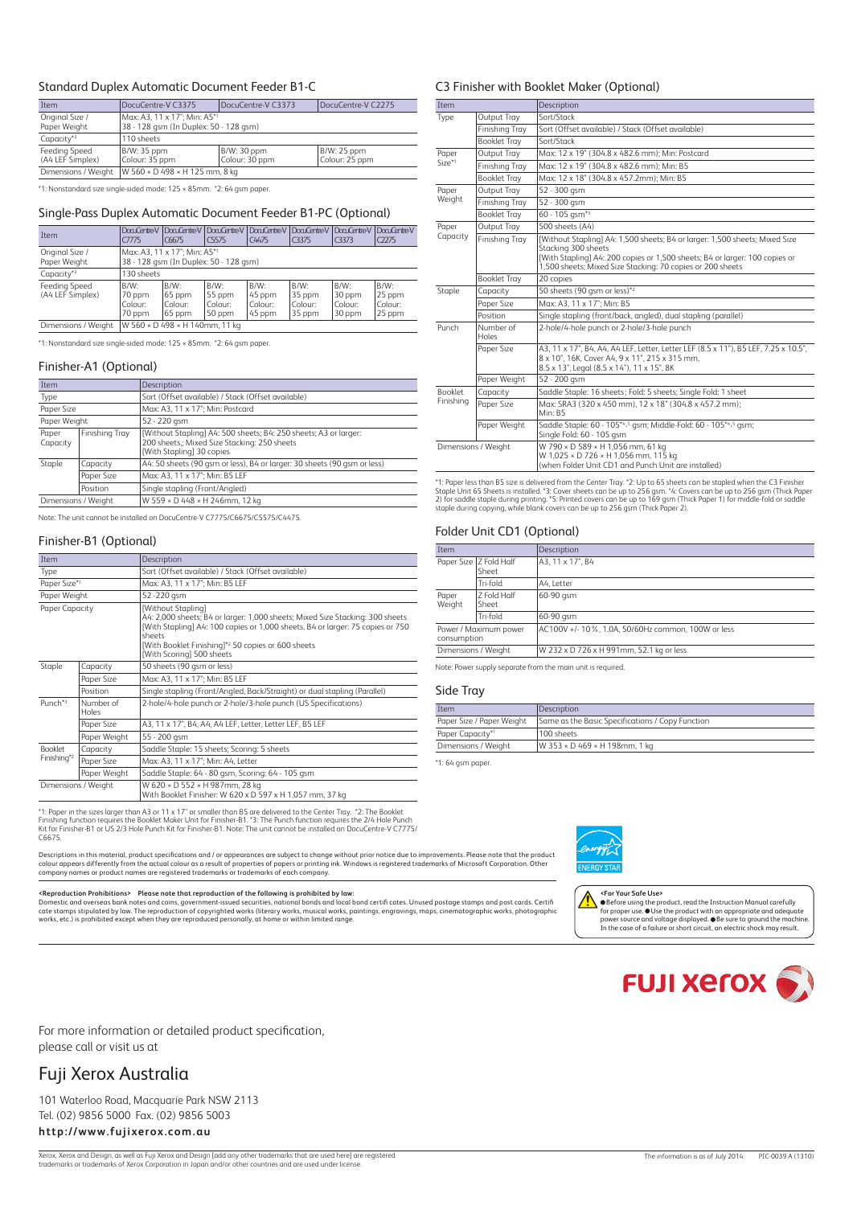## Standard Duplex Automatic Document Feeder B1-C

| Item | DocuCentre-V C3375 | DocuCentre-V C3373 | DocuCentre-V C2275 |
|---|---|---|---|
| Original Size / Paper Weight | Max: A3, 11 x 17"; Min: A5*1<br>38 - 128 gsm (In Duplex: 50 - 128 gsm) | | |
| Capacity*2 | 110 sheets | | |
| Feeding Speed (A4 LEF Simplex) | B/W: 35 ppm<br>Colour: 35 ppm | B/W: 30 ppm<br>Colour: 30 ppm | B/W: 25 ppm<br>Colour: 25 ppm |
| Dimensions / Weight | W 560 × D 498 × H 125 mm, 8 kg | | |

*1: Nonstandard size single-sided mode: 125 × 85mm. *2: 64 gsm paper.

## Single-Pass Duplex Automatic Document Feeder B1-PC (Optional)

| Item | DocuCentre-V C7775 | DocuCentre-V C6675 | DocuCentre-V C5575 | DocuCentre-V C4475 | DocuCentre-V C3375 | DocuCentre-V C3373 | DocuCentre-V C2275 |
|---|---|---|---|---|---|---|---|
| Original Size / Paper Weight | Max: A3, 11 x 17"; Min: A5*1<br>38 - 128 gsm (In Duplex: 50 - 128 gsm) | | | | | | |
| Capacity*2 | 130 sheets | | | | | | |
| Feeding Speed (A4 LEF Simplex) | B/W: 70 ppm<br>Colour: 70 ppm | B/W: 65 ppm<br>Colour: 65 ppm | B/W: 55 ppm<br>Colour: 50 ppm | B/W: 45 ppm<br>Colour: 45 ppm | B/W: 35 ppm<br>Colour: 35 ppm | B/W: 30 ppm<br>Colour: 30 ppm | B/W: 25 ppm<br>Colour: 25 ppm |
| Dimensions / Weight | W 560 × D 498 × H 140mm, 11 kg | | | | | | |

*1: Nonstandard size single-sided mode: 125 × 85mm. *2: 64 gsm paper.

## Finisher-A1 (Optional)

| Item | | Description |
|---|---|---|
| Type | | Sort (Offset available) / Stack (Offset available) |
| Paper Size | | Max: A3, 11 x 17"; Min: Postcard |
| Paper Weight | | 52 - 220 gsm |
| Paper Capacity | Finishing Tray | [Without Stapling] A4: 500 sheets; B4: 250 sheets; A3 or larger: 200 sheets,; Mixed Size Stacking: 250 sheets<br>[With Stapling] 30 copies |
| Staple | Capacity | A4: 50 sheets (90 gsm or less), B4 or larger: 30 sheets (90 gsm or less) |
| | Paper Size | Max: A3, 11 x 17"; Min: B5 LEF |
| | Position | Single stapling (Front/Angled) |
| Dimensions / Weight | | W 559 × D 448 × H 246mm, 12 kg |

Note: The unit cannot be installed on DocuCentre-V C7775/C6675/C5575/C4475.

## Finisher-B1 (Optional)

| Item | | Description |
|---|---|---|
| Type | | Sort (Offset available) / Stack (Offset available) |
| Paper Size*1 | | Max: A3, 11 x 17"; Min: B5 LEF |
| Paper Weight | | 52 -220 gsm |
| Paper Capacity | | [Without Stapling]<br>A4: 2,000 sheets; B4 or larger: 1,000 sheets; Mixed Size Stacking: 300 sheets<br>[With Stapling] A4: 100 copies or 1,000 sheets, B4 or larger: 75 copies or 750 sheets<br>[With Booklet Finishing]*2 50 copies or 600 sheets<br>[With Scoring] 500 sheets |
| Staple | Capacity | 50 sheets (90 gsm or less) |
| | Paper Size | Max: A3, 11 x 17"; Min: B5 LEF |
| | Position | Single stapling (Front/Angled, Back/Straight) or dual stapling (Parallel) |
| Punch*3 | Number of Holes | 2-hole/4-hole punch or 2-hole/3-hole punch (US Specifications) |
| | Paper Size | A3, 11 x 17", B4, A4, A4 LEF, Letter, Letter LEF, B5 LEF |
| | Paper Weight | 55 - 200 gsm |
| Booklet Finishing*2 | Capacity | Saddle Staple: 15 sheets; Scoring: 5 sheets |
| | Paper Size | Max: A3, 11 x 17"; Min: A4, Letter |
| | Paper Weight | Saddle Staple: 64 - 80 gsm, Scoring: 64 - 105 gsm |
| Dimensions / Weight | | W 620 × D 552 × H 987mm, 28 kg<br>With Booklet Finisher: W 620 x D 597 x H 1,057 mm, 37 kg |

*1: Paper in the sizes larger than A3 or 11 x 17" or smaller than B5 are delivered to the Center Tray. *2: The Booklet Finishing function requires the Booklet Maker Unit for Finisher-B1. *3: The Punch function requires the 2/4 Hole Punch Kit for Finisher-B1 or US 2/3 Hole Punch Kit for Finisher-B1. Note: The unit cannot be installed on DocuCentre-V C7775/C6675.

## C3 Finisher with Booklet Maker (Optional)

| Item | | Description |
|---|---|---|
| Type | Output Tray | Sort/Stack |
| | Finishing Tray | Sort (Offset available) / Stack (Offset available) |
| | Booklet Tray | Sort/Stack |
| Paper Size*1 | Output Tray | Max: 12 x 19" (304.8 x 482.6 mm); Min: Postcard |
| | Finishing Tray | Max: 12 x 19" (304.8 x 482.6 mm); Min: B5 |
| | Booklet Tray | Max: 12 x 18" (304.8 x 457.2mm); Min: B5 |
| Paper Weight | Output Tray | 52 - 300 gsm |
| | Finishing Tray | 52 - 300 gsm |
| | Booklet Tray | 60 - 105 gsm*3 |
| Paper Capacity | Output Tray | 500 sheets (A4) |
| | Finishing Tray | [Without Stapling] A4: 1,500 sheets; B4 or larger: 1,500 sheets; Mixed Size Stacking 300 sheets<br>[With Stapling] A4: 200 copies or 1,500 sheets; B4 or larger: 100 copies or 1,500 sheets; Mixed Size Stacking: 70 copies or 200 sheets |
| | Booklet Tray | 20 copies |
| Staple | Capacity | 50 sheets (90 gsm or less)*2 |
| | Paper Size | Max: A3, 11 x 17"; Min: B5 |
| | Position | Single stapling (front/back, angled), dual stapling (parallel) |
| Punch | Number of Holes | 2-hole/4-hole punch or 2-hole/3-hole punch |
| | Paper Size | A3, 11 x 17", B4, A4, A4 LEF, Letter, Letter LEF (8.5 x 11"), B5 LEF, 7.25 x 10.5", 8 x 10", 16K, Cover A4, 9 x 11", 215 x 315 mm, 8.5 x 13", Legal (8.5 x 14"), 11 x 15", 8K |
| | Paper Weight | 52 - 200 gsm |
| Booklet Finishing | Capacity | Saddle Staple: 16 sheets; Fold: 5 sheets; Single Fold: 1 sheet |
| | Paper Size | Max: SRA3 (320 x 450 mm), 12 x 18" (304.8 x 457.2 mm); Min: B5 |
| | Paper Weight | Saddle Staple: 60 - 105*4,5 gsm; Middle-Fold: 60 - 105*4,5 gsm; Single Fold: 60 - 105 gsm |
| Dimensions / Weight | | W 790 × D 589 × H 1,056 mm, 61 kg<br>W 1,025 × D 726 × H 1,056 mm, 115 kg<br>(when Folder Unit CD1 and Punch Unit are installed) |

*1: Paper less than B5 size is delivered from the Center Tray. *2: Up to 65 sheets can be stapled when the C3 Finisher Staple Unit 65 Sheets is installed. *3: Cover sheets can be up to 256 gsm. *4: Covers can be up to 256 gsm (Thick Paper 2) for saddle staple during printing. *5: Printed covers can be up to 169 gsm (Thick Paper 1) for middle-fold or saddle staple during copying, while blank covers can be up to 256 gsm (Thick Paper 2).

## Folder Unit CD1 (Optional)

| Item | | Description |
|---|---|---|
| Paper Size | Z Fold Half Sheet | A3, 11 x 17", B4 |
| | Tri-fold | A4, Letter |
| Paper Weight | Z Fold Half Sheet | 60-90 gsm |
| | Tri-fold | 60-90 gsm |
| Power / Maximum power consumption | | AC100V +/- 10%, 1.0A, 50/60Hz common, 100W or less |
| Dimensions / Weight | | W 232 x D 726 x H 991mm, 52.1 kg or less |

Note: Power supply separate from the main unit is required.

## Side Tray

| Item | Description |
|---|---|
| Paper Size / Paper Weight | Same as the Basic Specifications / Copy Function |
| Paper Capacity*1 | 100 sheets |
| Dimensions / Weight | W 353 × D 469 × H 198mm, 1 kg |

*1: 64 gsm paper.

Descriptions in this material, product specifications and / or appearances are subject to change without prior notice due to improvements. Please note that the product colour appears differently from the actual colour as a result of properties of papers or printing ink. Windows is registered trademarks of Microsoft Corporation. Other company names or product names are registered trademarks or trademarks of each company.

**<Reproduction Prohibitions> Please note that reproduction of the following is prohibited by law:**
Domestic and overseas bank notes and coins, government-issued securities, national bonds and local bond certifi cates. Unused postage stamps and post cards. Certifi cate stamps stipulated by law. The reproduction of copyrighted works (literary works, musical works, paintings, engravings, maps, cinematographic works, photographic works, etc.) is prohibited except when they are reproduced personally, at home or within limited range.

**<For Your Safe Use>**
● Before using the product, read the Instruction Manual carefully for proper use. ● Use the product with an appropriate and adequate power source and voltage displayed. ● Be sure to ground the machine. In the case of a failure or short circuit, an electric shock may result.

ENERGY STAR

FUJI XEROX

For more information or detailed product specification, please call or visit us at

# Fuji Xerox Australia

101 Waterloo Road, Macquarie Park NSW 2113
Tel. (02) 9856 5000 Fax. (02) 9856 5003
**http://www.fujixerox.com.au**

Xerox, Xerox and Design, as well as Fuji Xerox and Design [add any other trademarks that are used here] are registered trademarks or trademarks of Xerox Corporation in Japan and/or other countries and are used under license.

The information is as of July 2014. PIC-0039 A (1310)